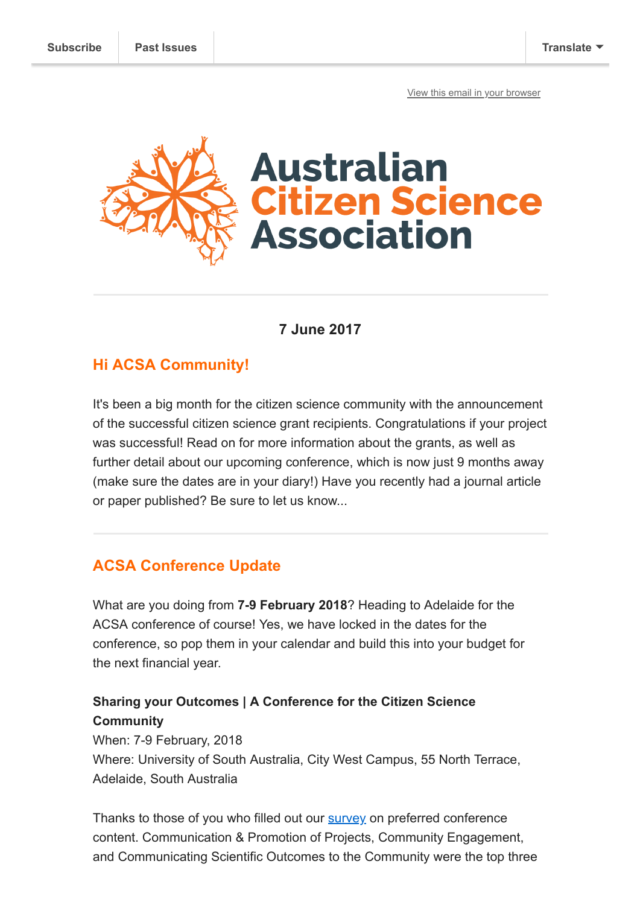Subscribe | Past Issues | Translate

View this email in your browser

# Australian Citizen Science Association

**7 June 2017**

## Hi ACSA Community!

It's been a big month for the citizen science community with the announcement of the successful citizen science grant recipients. Congratulations if your project was successful! Read on for more information about the grants, as well as further detail about our upcoming conference, which is now just 9 months away (make sure the dates are in your diary!) Have you recently had a journal article or paper published? Be sure to let us know...

## ACSA Conference Update

What are you doing from **7-9 February 2018**? Heading to Adelaide for the ACSA conference of course! Yes, we have locked in the dates for the conference, so pop them in your calendar and build this into your budget for the next financial year.

**Sharing your Outcomes | A Conference for the Citizen Science Community**
When: 7-9 February, 2018
Where: University of South Australia, City West Campus, 55 North Terrace, Adelaide, South Australia

Thanks to those of you who filled out our survey on preferred conference content. Communication & Promotion of Projects, Community Engagement, and Communicating Scientific Outcomes to the Community were the top three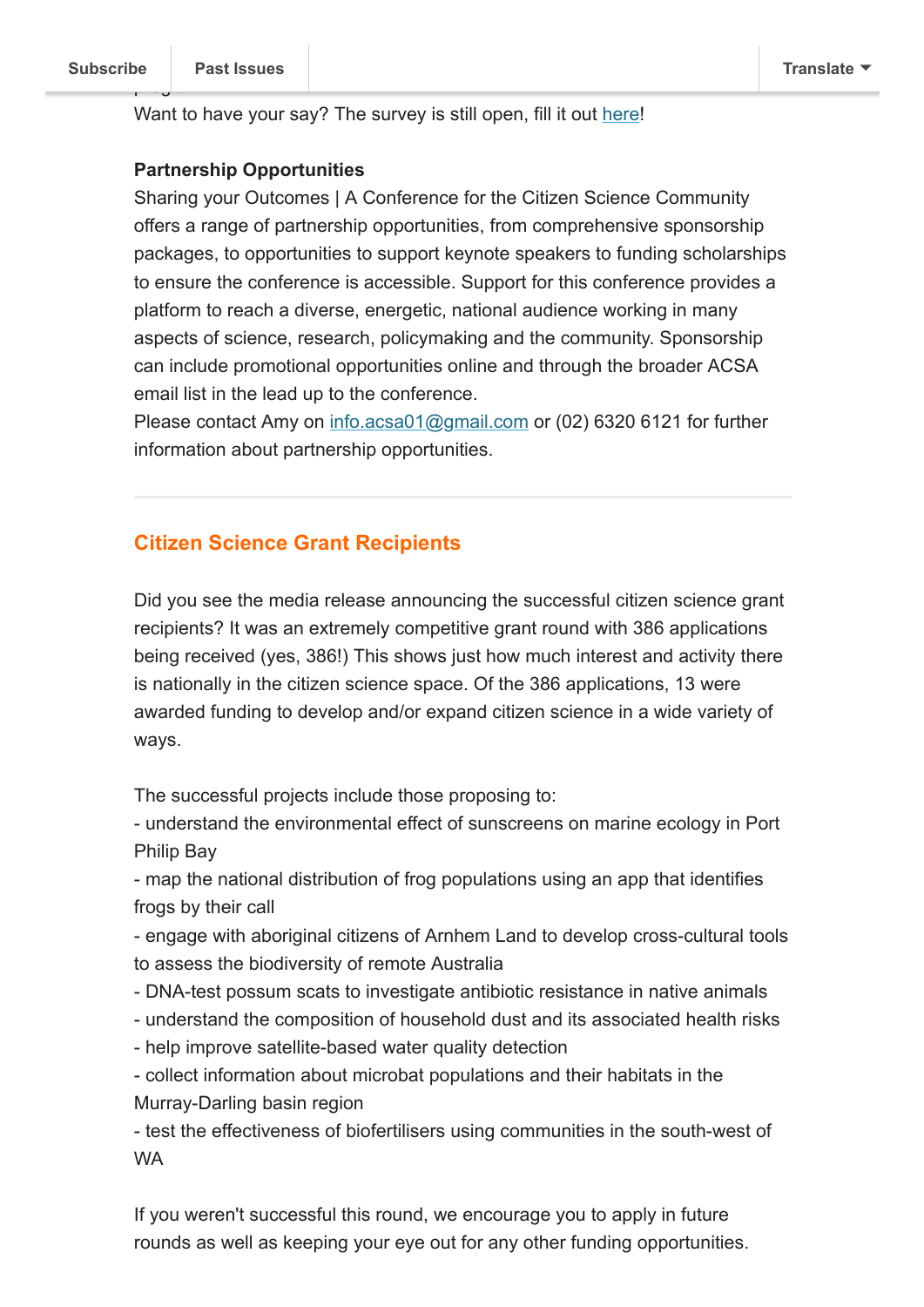Want to have your say? The survey is still open, fill it out here!

**Partnership Opportunities**
Sharing your Outcomes | A Conference for the Citizen Science Community offers a range of partnership opportunities, from comprehensive sponsorship packages, to opportunities to support keynote speakers to funding scholarships to ensure the conference is accessible. Support for this conference provides a platform to reach a diverse, energetic, national audience working in many aspects of science, research, policymaking and the community. Sponsorship can include promotional opportunities online and through the broader ACSA email list in the lead up to the conference.
Please contact Amy on info.acsa01@gmail.com or (02) 6320 6121 for further information about partnership opportunities.

---

## Citizen Science Grant Recipients

Did you see the media release announcing the successful citizen science grant recipients? It was an extremely competitive grant round with 386 applications being received (yes, 386!) This shows just how much interest and activity there is nationally in the citizen science space. Of the 386 applications, 13 were awarded funding to develop and/or expand citizen science in a wide variety of ways.

The successful projects include those proposing to:
- understand the environmental effect of sunscreens on marine ecology in Port Philip Bay
- map the national distribution of frog populations using an app that identifies frogs by their call
- engage with aboriginal citizens of Arnhem Land to develop cross-cultural tools to assess the biodiversity of remote Australia
- DNA-test possum scats to investigate antibiotic resistance in native animals
- understand the composition of household dust and its associated health risks
- help improve satellite-based water quality detection
- collect information about microbat populations and their habitats in the Murray-Darling basin region
- test the effectiveness of biofertilisers using communities in the south-west of WA

If you weren't successful this round, we encourage you to apply in future rounds as well as keeping your eye out for any other funding opportunities.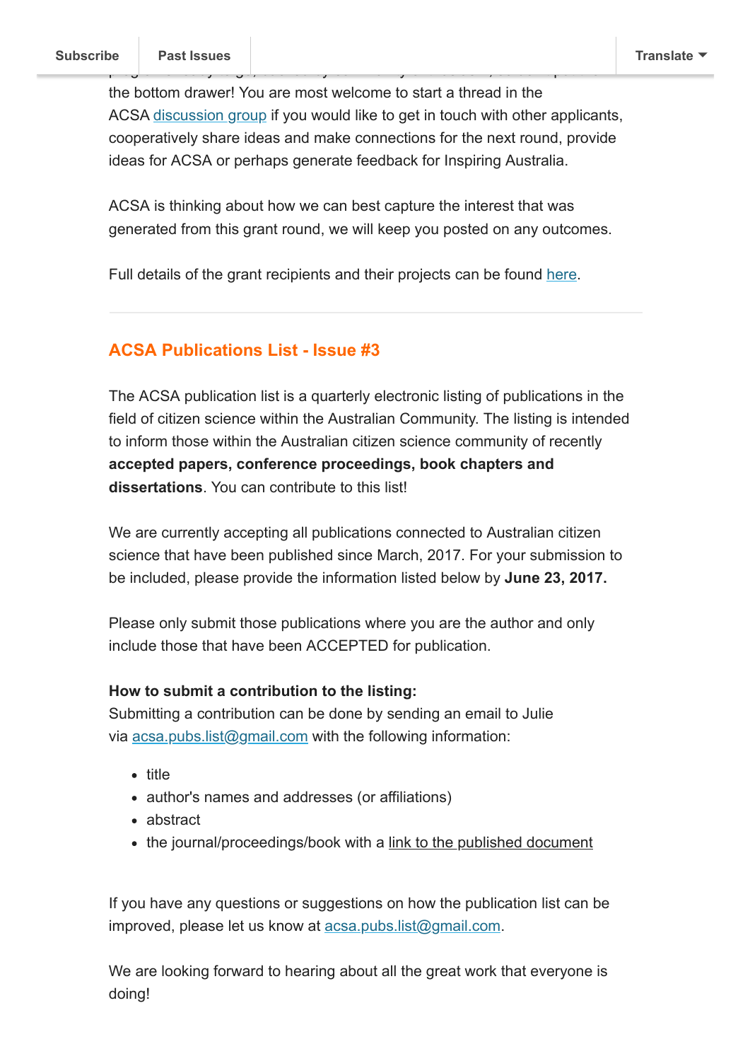the bottom drawer! You are most welcome to start a thread in the ACSA discussion group if you would like to get in touch with other applicants, cooperatively share ideas and make connections for the next round, provide ideas for ACSA or perhaps generate feedback for Inspiring Australia.

ACSA is thinking about how we can best capture the interest that was generated from this grant round, we will keep you posted on any outcomes.

Full details of the grant recipients and their projects can be found here.

---

## ACSA Publications List - Issue #3

The ACSA publication list is a quarterly electronic listing of publications in the field of citizen science within the Australian Community. The listing is intended to inform those within the Australian citizen science community of recently **accepted papers, conference proceedings, book chapters and dissertations**. You can contribute to this list!

We are currently accepting all publications connected to Australian citizen science that have been published since March, 2017. For your submission to be included, please provide the information listed below by **June 23, 2017.**

Please only submit those publications where you are the author and only include those that have been ACCEPTED for publication.

**How to submit a contribution to the listing:**
Submitting a contribution can be done by sending an email to Julie via acsa.pubs.list@gmail.com with the following information:

- title
- author's names and addresses (or affiliations)
- abstract
- the journal/proceedings/book with a link to the published document

If you have any questions or suggestions on how the publication list can be improved, please let us know at acsa.pubs.list@gmail.com.

We are looking forward to hearing about all the great work that everyone is doing!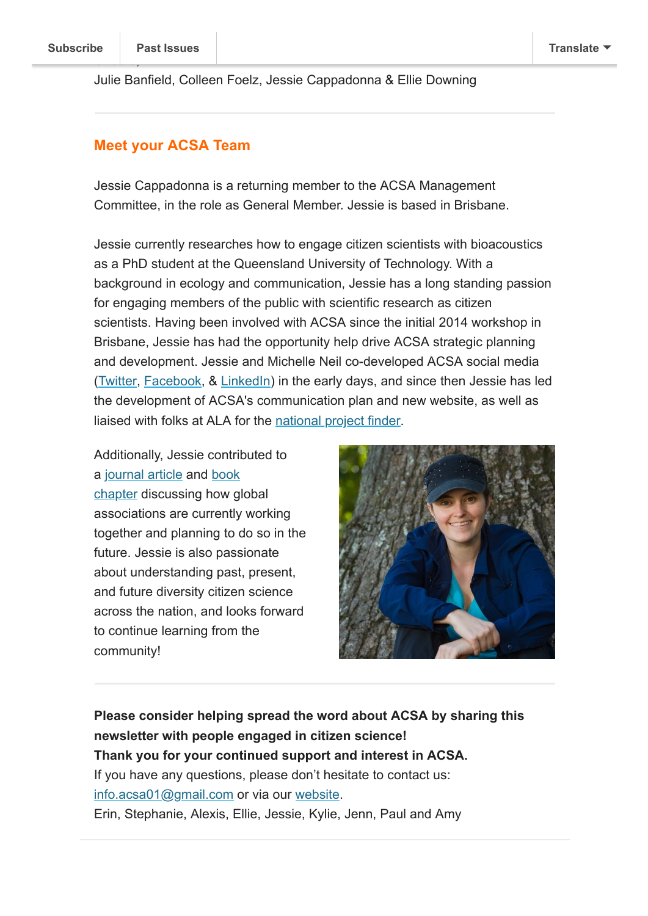Julie Banfield, Colleen Foelz, Jessie Cappadonna & Ellie Downing

## Meet your ACSA Team

Jessie Cappadonna is a returning member to the ACSA Management Committee, in the role as General Member. Jessie is based in Brisbane.

Jessie currently researches how to engage citizen scientists with bioacoustics as a PhD student at the Queensland University of Technology. With a background in ecology and communication, Jessie has a long standing passion for engaging members of the public with scientific research as citizen scientists. Having been involved with ACSA since the initial 2014 workshop in Brisbane, Jessie has had the opportunity help drive ACSA strategic planning and development. Jessie and Michelle Neil co-developed ACSA social media (Twitter, Facebook, & LinkedIn) in the early days, and since then Jessie has led the development of ACSA's communication plan and new website, as well as liaised with folks at ALA for the national project finder.

Additionally, Jessie contributed to a journal article and book chapter discussing how global associations are currently working together and planning to do so in the future. Jessie is also passionate about understanding past, present, and future diversity citizen science across the nation, and looks forward to continue learning from the community!

**Please consider helping spread the word about ACSA by sharing this newsletter with people engaged in citizen science!**
**Thank you for your continued support and interest in ACSA.**
If you have any questions, please don't hesitate to contact us: info.acsa01@gmail.com or via our website.
Erin, Stephanie, Alexis, Ellie, Jessie, Kylie, Jenn, Paul and Amy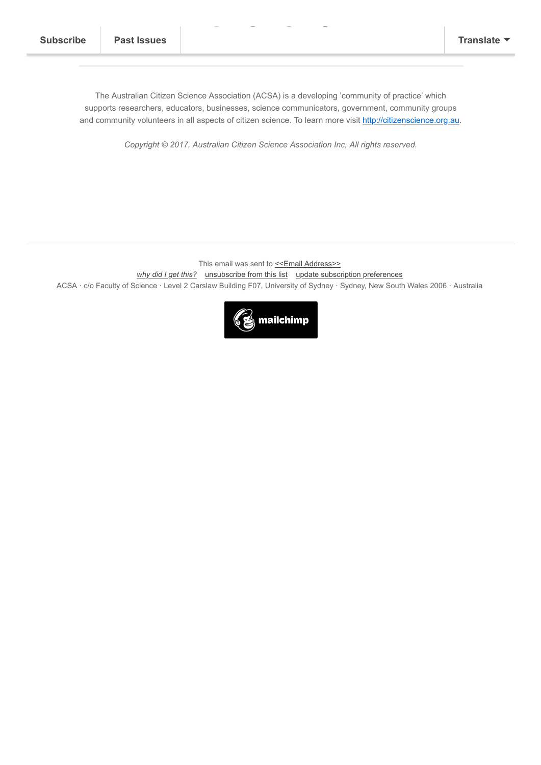Subscribe | Past Issues | Translate

The Australian Citizen Science Association (ACSA) is a developing 'community of practice' which supports researchers, educators, businesses, science communicators, government, community groups and community volunteers in all aspects of citizen science. To learn more visit http://citizenscience.org.au.

*Copyright © 2017, Australian Citizen Science Association Inc, All rights reserved.*

This email was sent to <<Email Address>>

*why did I get this?* unsubscribe from this list update subscription preferences

ACSA · c/o Faculty of Science · Level 2 Carslaw Building F07, University of Sydney · Sydney, New South Wales 2006 · Australia

mailchimp